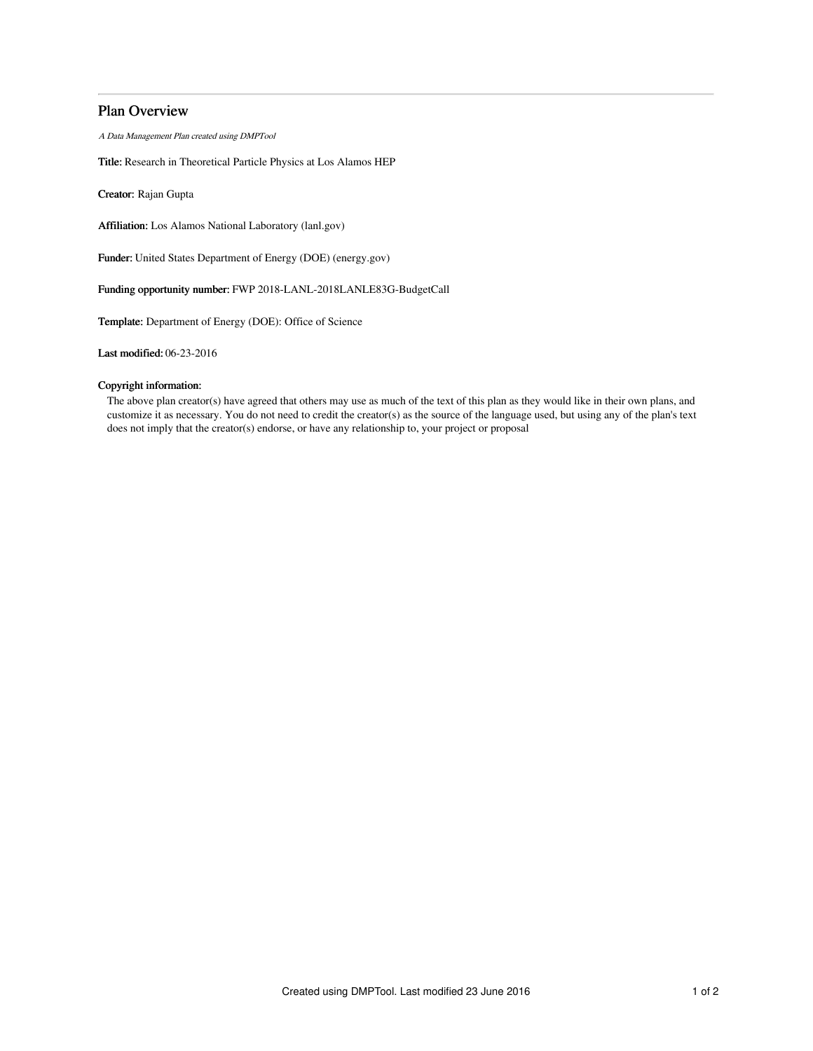# Plan Overview

*A Data Management Plan created using DMPTool*

**Title:** Research in Theoretical Particle Physics at Los Alamos HEP

**Creator:** Rajan Gupta

**Affiliation:** Los Alamos National Laboratory (lanl.gov)

**Funder:** United States Department of Energy (DOE) (energy.gov)

**Funding opportunity number:** FWP 2018-LANL-2018LANLE83G-BudgetCall

**Template:** Department of Energy (DOE): Office of Science

**Last modified:** 06-23-2016

**Copyright information:**

The above plan creator(s) have agreed that others may use as much of the text of this plan as they would like in their own plans, and customize it as necessary. You do not need to credit the creator(s) as the source of the language used, but using any of the plan's text does not imply that the creator(s) endorse, or have any relationship to, your project or proposal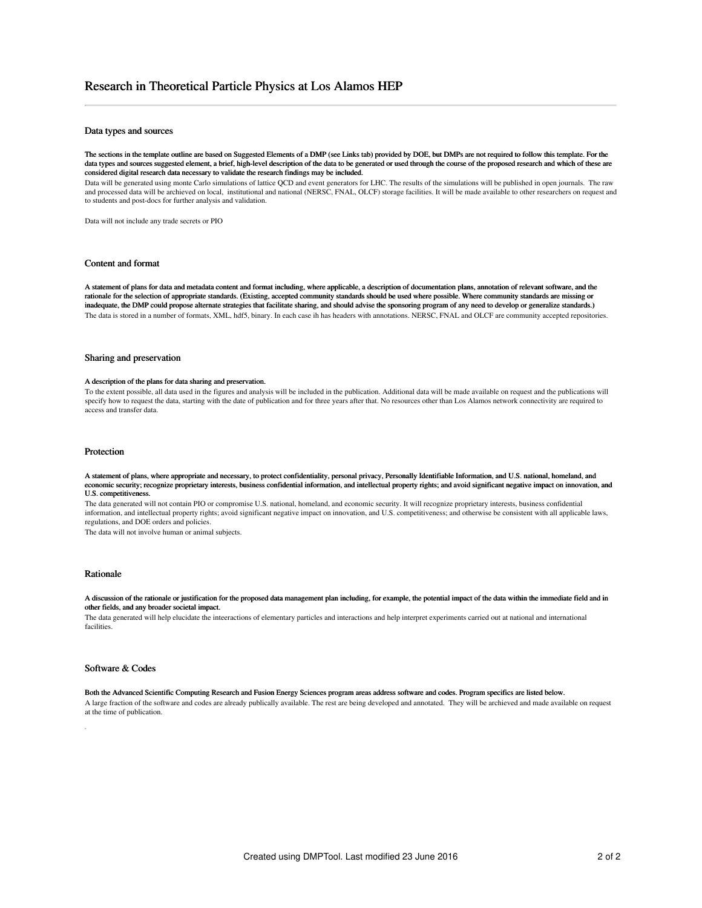# Research in Theoretical Particle Physics at Los Alamos HEP

## Data types and sources

**The sections in the template outline are based on Suggested Elements of a DMP (see Links tab) provided by DOE, but DMPs are not required to follow this template. For the data types and sources suggested element, a brief, high-level description of the data to be generated or used through the course of the proposed research and which of these are considered digital research data necessary to validate the research findings may be included.**

Data will be generated using monte Carlo simulations of lattice QCD and event generators for LHC. The results of the simulations will be published in open journals. The raw and processed data will be archieved on local, institutional and national (NERSC, FNAL, OLCF) storage facilities. It will be made available to other researchers on request and to students and post-docs for further analysis and validation.

Data will not include any trade secrets or PIO

## Content and format

**A statement of plans for data and metadata content and format including, where applicable, a description of documentation plans, annotation of relevant software, and the rationale for the selection of appropriate standards. (Existing, accepted community standards should be used where possible. Where community standards are missing or inadequate, the DMP could propose alternate strategies that facilitate sharing, and should advise the sponsoring program of any need to develop or generalize standards.)**

The data is stored in a number of formats, XML, hdf5, binary. In each case ih has headers with annotations. NERSC, FNAL and OLCF are community accepted repositories.

## Sharing and preservation

**A description of the plans for data sharing and preservation.**

To the extent possible, all data used in the figures and analysis will be included in the publication. Additional data will be made available on request and the publications will specify how to request the data, starting with the date of publication and for three years after that. No resources other than Los Alamos network connectivity are required to access and transfer data.

## Protection

**A statement of plans, where appropriate and necessary, to protect confidentiality, personal privacy, Personally Identifiable Information, and U.S. national, homeland, and economic security; recognize proprietary interests, business confidential information, and intellectual property rights; and avoid significant negative impact on innovation, and U.S. competitiveness.**

The data generated will not contain PIO or compromise U.S. national, homeland, and economic security. It will recognize proprietary interests, business confidential information, and intellectual property rights; avoid significant negative impact on innovation, and U.S. competitiveness; and otherwise be consistent with all applicable laws, regulations, and DOE orders and policies.

The data will not involve human or animal subjects.

## Rationale

**A discussion of the rationale or justification for the proposed data management plan including, for example, the potential impact of the data within the immediate field and in other fields, and any broader societal impact.**

The data generated will help elucidate the inteeractions of elementary particles and interactions and help interpret experiments carried out at national and international facilities.

## Software & Codes

**Both the Advanced Scientific Computing Research and Fusion Energy Sciences program areas address software and codes. Program specifics are listed below.**

A large fraction of the software and codes are already publically available. The rest are being developed and annotated. They will be archieved and made available on request at the time of publication.

Created using DMPTool. Last modified 23 June 2016